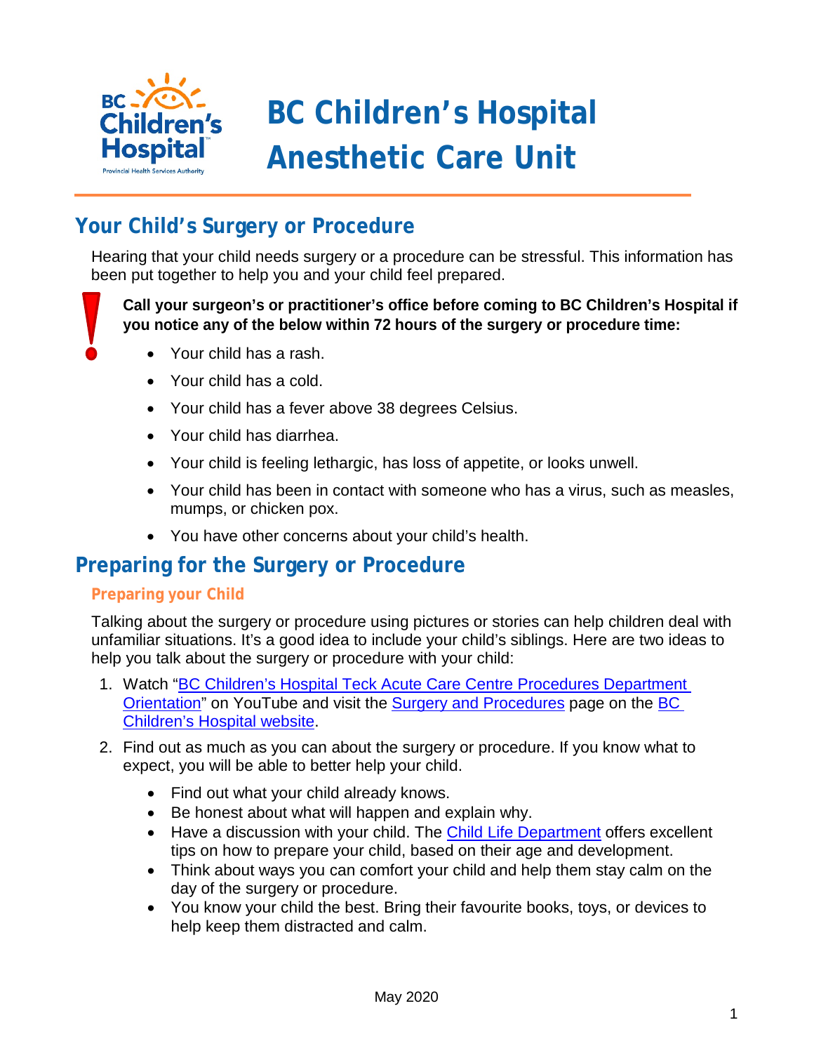# BC Children's Hospital Anesthetic Care Unit

## Your Child's Surgery or Procedure

Hearing that your child needs surgery or a procedure can be stressful. This information has been put together to help you and your child feel prepared.

**Call your surgeon's or practitioner's office before coming to BC Children's Hospital if you notice any of the below within 72 hours of the surgery or procedure time:**

- Your child has a rash.
- Your child has a cold.
- Your child has a fever above 38 degrees Celsius.
- Your child has diarrhea.
- Your child is feeling lethargic, has loss of appetite, or looks unwell.
- Your child has been in contact with someone who has a virus, such as measles, mumps, or chicken pox.
- You have other concerns about your child's health.

## Preparing for the Surgery or Procedure

### Preparing your Child

Talking about the surgery or procedure using pictures or stories can help children deal with unfamiliar situations. It's a good idea to include your child's siblings. Here are two ideas to help you talk about the surgery or procedure with your child:

1. Watch "BC Children's Hospital Teck Acute Care Centre Procedures Department Orientation" on YouTube and visit the Surgery and Procedures page on the BC Children's Hospital website.
2. Find out as much as you can about the surgery or procedure. If you know what to expect, you will be able to better help your child.
   - Find out what your child already knows.
   - Be honest about what will happen and explain why.
   - Have a discussion with your child. The Child Life Department offers excellent tips on how to prepare your child, based on their age and development.
   - Think about ways you can comfort your child and help them stay calm on the day of the surgery or procedure.
   - You know your child the best. Bring their favourite books, toys, or devices to help keep them distracted and calm.

May 2020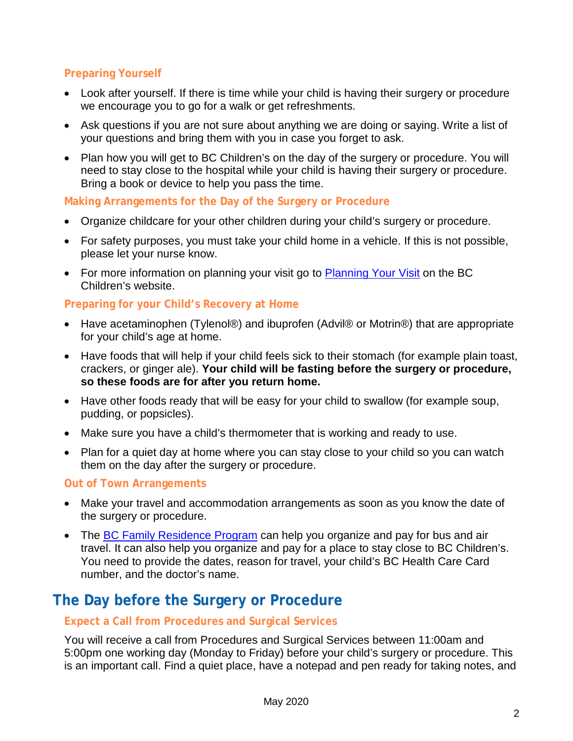### Preparing Yourself

- Look after yourself. If there is time while your child is having their surgery or procedure we encourage you to go for a walk or get refreshments.
- Ask questions if you are not sure about anything we are doing or saying. Write a list of your questions and bring them with you in case you forget to ask.
- Plan how you will get to BC Children's on the day of the surgery or procedure. You will need to stay close to the hospital while your child is having their surgery or procedure. Bring a book or device to help you pass the time.

### Making Arrangements for the Day of the Surgery or Procedure

- Organize childcare for your other children during your child's surgery or procedure.
- For safety purposes, you must take your child home in a vehicle. If this is not possible, please let your nurse know.
- For more information on planning your visit go to Planning Your Visit on the BC Children's website.

### Preparing for your Child's Recovery at Home

- Have acetaminophen (Tylenol®) and ibuprofen (Advil® or Motrin®) that are appropriate for your child's age at home.
- Have foods that will help if your child feels sick to their stomach (for example plain toast, crackers, or ginger ale). **Your child will be fasting before the surgery or procedure, so these foods are for after you return home.**
- Have other foods ready that will be easy for your child to swallow (for example soup, pudding, or popsicles).
- Make sure you have a child's thermometer that is working and ready to use.
- Plan for a quiet day at home where you can stay close to your child so you can watch them on the day after the surgery or procedure.

### Out of Town Arrangements

- Make your travel and accommodation arrangements as soon as you know the date of the surgery or procedure.
- The BC Family Residence Program can help you organize and pay for bus and air travel. It can also help you organize and pay for a place to stay close to BC Children's. You need to provide the dates, reason for travel, your child's BC Health Care Card number, and the doctor's name.

## The Day before the Surgery or Procedure

### Expect a Call from Procedures and Surgical Services

You will receive a call from Procedures and Surgical Services between 11:00am and 5:00pm one working day (Monday to Friday) before your child's surgery or procedure. This is an important call. Find a quiet place, have a notepad and pen ready for taking notes, and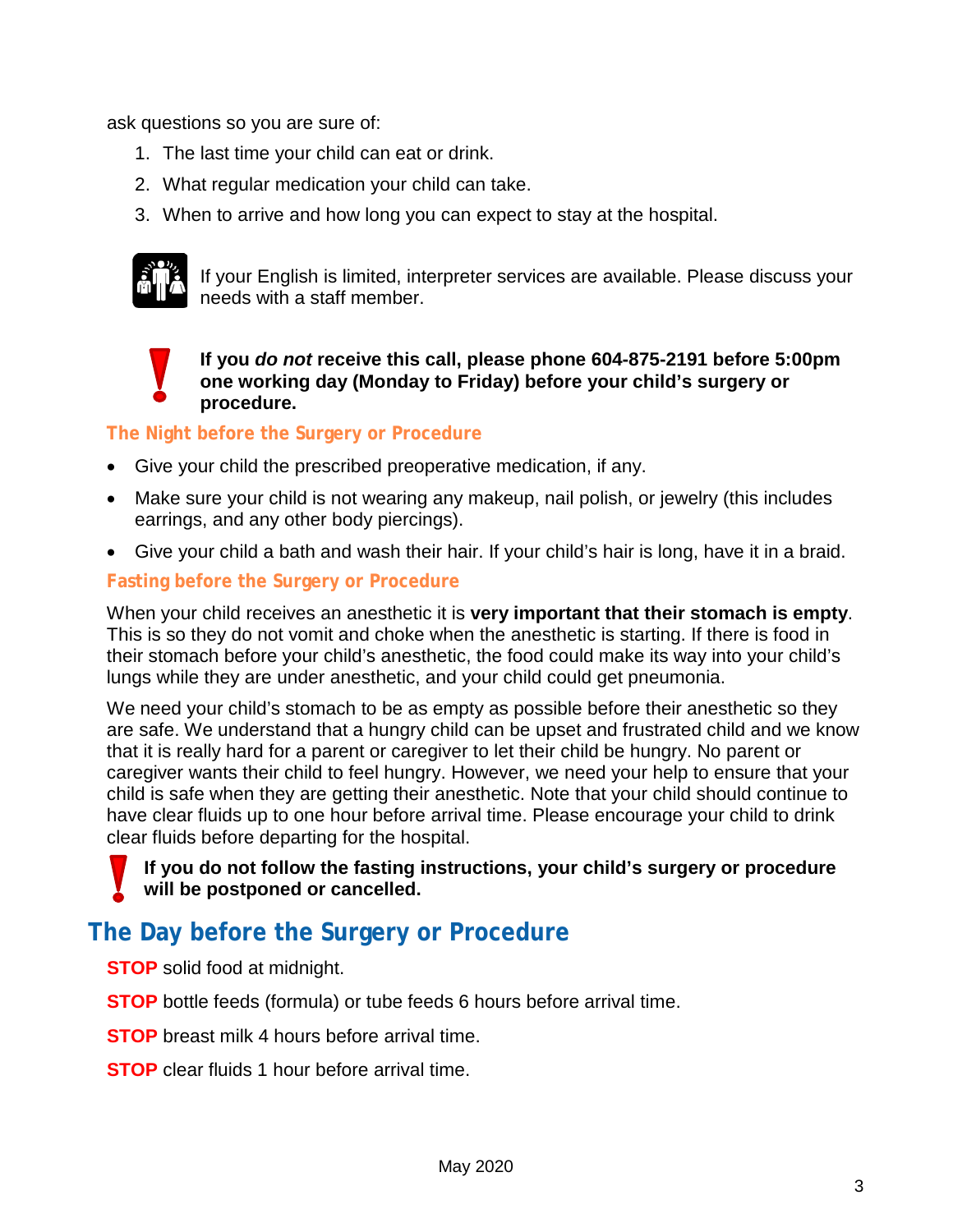ask questions so you are sure of:

1. The last time your child can eat or drink.
2. What regular medication your child can take.
3. When to arrive and how long you can expect to stay at the hospital.

If your English is limited, interpreter services are available. Please discuss your needs with a staff member.

**If you *do not* receive this call, please phone 604-875-2191 before 5:00pm one working day (Monday to Friday) before your child's surgery or procedure.**

### The Night before the Surgery or Procedure

- Give your child the prescribed preoperative medication, if any.
- Make sure your child is not wearing any makeup, nail polish, or jewelry (this includes earrings, and any other body piercings).
- Give your child a bath and wash their hair. If your child's hair is long, have it in a braid.

### Fasting before the Surgery or Procedure

When your child receives an anesthetic it is **very important that their stomach is empty**. This is so they do not vomit and choke when the anesthetic is starting. If there is food in their stomach before your child's anesthetic, the food could make its way into your child's lungs while they are under anesthetic, and your child could get pneumonia.

We need your child's stomach to be as empty as possible before their anesthetic so they are safe. We understand that a hungry child can be upset and frustrated child and we know that it is really hard for a parent or caregiver to let their child be hungry. No parent or caregiver wants their child to feel hungry. However, we need your help to ensure that your child is safe when they are getting their anesthetic. Note that your child should continue to have clear fluids up to one hour before arrival time. Please encourage your child to drink clear fluids before departing for the hospital.

**If you do not follow the fasting instructions, your child's surgery or procedure will be postponed or cancelled.**

## The Day before the Surgery or Procedure

**STOP** solid food at midnight.

**STOP** bottle feeds (formula) or tube feeds 6 hours before arrival time.

**STOP** breast milk 4 hours before arrival time.

**STOP** clear fluids 1 hour before arrival time.

May 2020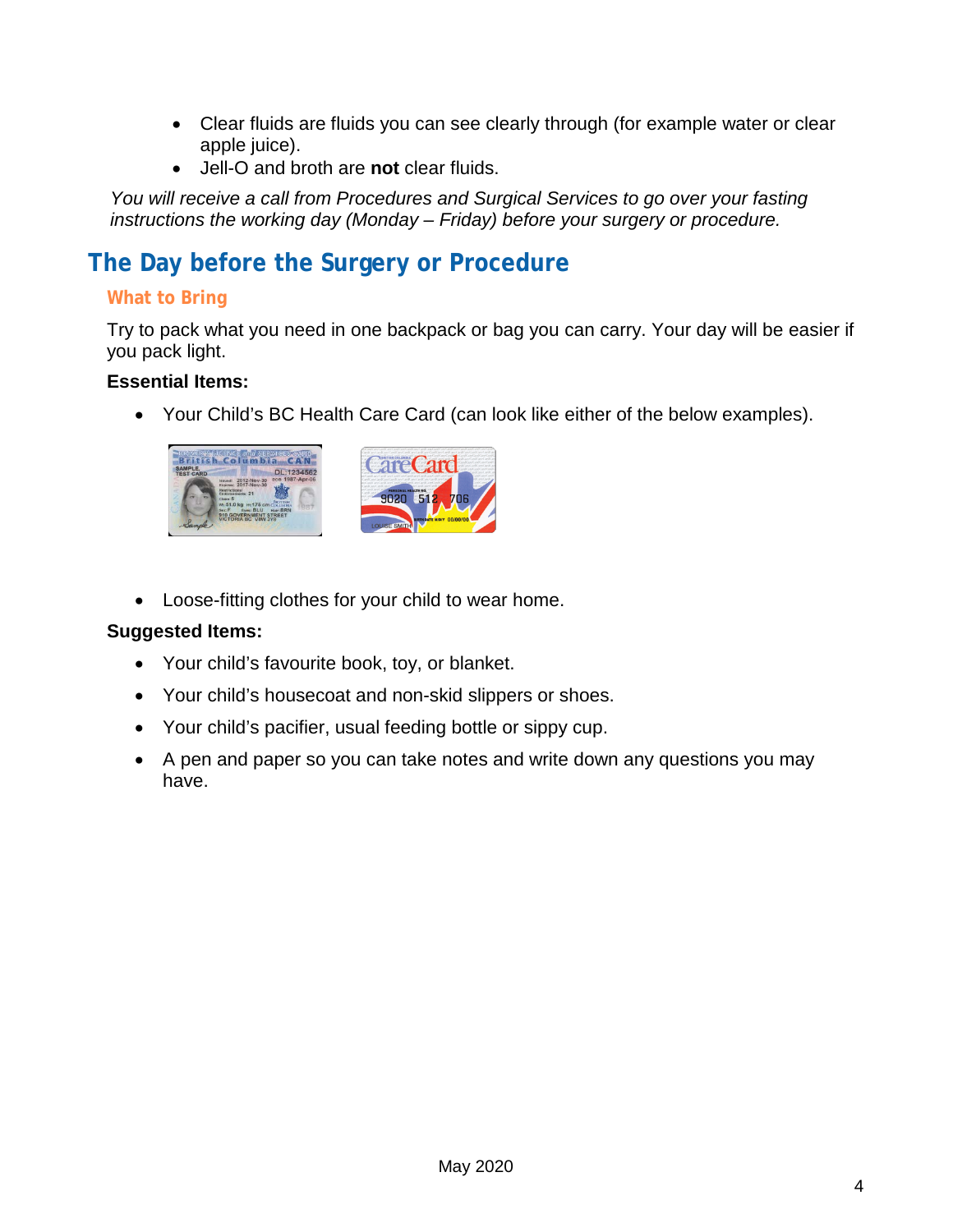- Clear fluids are fluids you can see clearly through (for example water or clear apple juice).
- Jell-O and broth are **not** clear fluids.

*You will receive a call from Procedures and Surgical Services to go over your fasting instructions the working day (Monday – Friday) before your surgery or procedure.*

## The Day before the Surgery or Procedure

### What to Bring

Try to pack what you need in one backpack or bag you can carry. Your day will be easier if you pack light.

**Essential Items:**

- Your Child's BC Health Care Card (can look like either of the below examples).

- Loose-fitting clothes for your child to wear home.

**Suggested Items:**

- Your child's favourite book, toy, or blanket.
- Your child's housecoat and non-skid slippers or shoes.
- Your child's pacifier, usual feeding bottle or sippy cup.
- A pen and paper so you can take notes and write down any questions you may have.

May 2020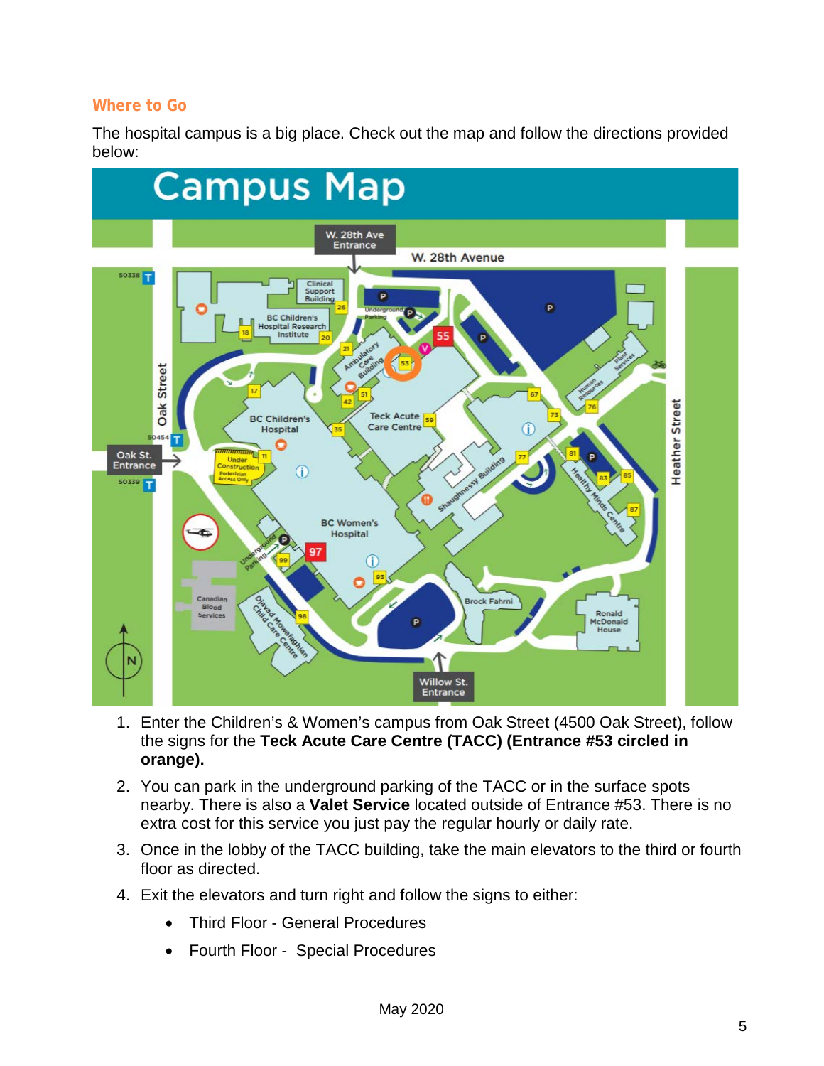## Where to Go

The hospital campus is a big place. Check out the map and follow the directions provided below:

1. Enter the Children's & Women's campus from Oak Street (4500 Oak Street), follow the signs for the **Teck Acute Care Centre (TACC) (Entrance #53 circled in orange).**
2. You can park in the underground parking of the TACC or in the surface spots nearby. There is also a **Valet Service** located outside of Entrance #53. There is no extra cost for this service you just pay the regular hourly or daily rate.
3. Once in the lobby of the TACC building, take the main elevators to the third or fourth floor as directed.
4. Exit the elevators and turn right and follow the signs to either:
   - Third Floor - General Procedures
   - Fourth Floor - Special Procedures

May 2020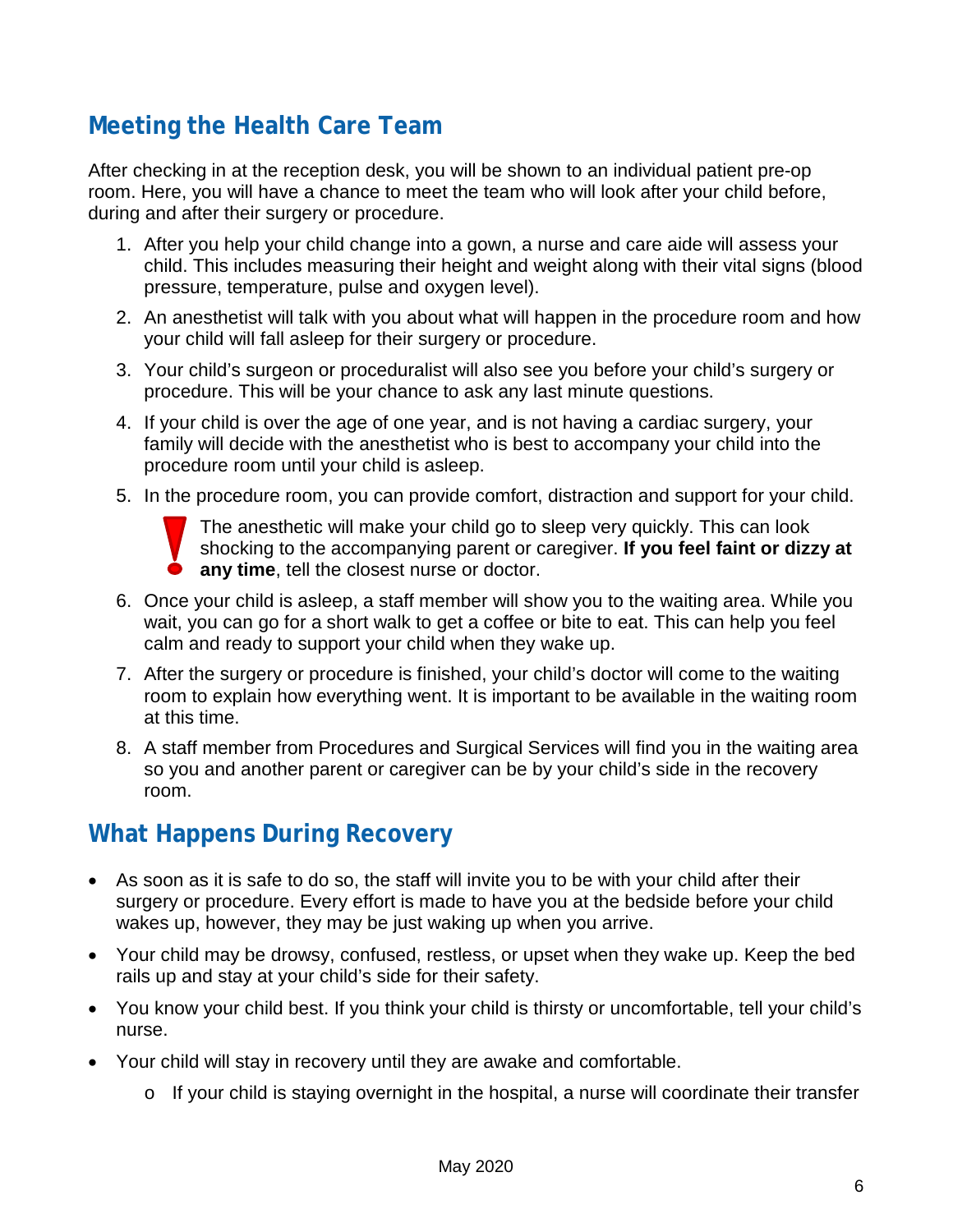## Meeting the Health Care Team

After checking in at the reception desk, you will be shown to an individual patient pre-op room. Here, you will have a chance to meet the team who will look after your child before, during and after their surgery or procedure.

1. After you help your child change into a gown, a nurse and care aide will assess your child. This includes measuring their height and weight along with their vital signs (blood pressure, temperature, pulse and oxygen level).
2. An anesthetist will talk with you about what will happen in the procedure room and how your child will fall asleep for their surgery or procedure.
3. Your child's surgeon or proceduralist will also see you before your child's surgery or procedure. This will be your chance to ask any last minute questions.
4. If your child is over the age of one year, and is not having a cardiac surgery, your family will decide with the anesthetist who is best to accompany your child into the procedure room until your child is asleep.
5. In the procedure room, you can provide comfort, distraction and support for your child.

   ! The anesthetic will make your child go to sleep very quickly. This can look shocking to the accompanying parent or caregiver. **If you feel faint or dizzy at any time**, tell the closest nurse or doctor.

6. Once your child is asleep, a staff member will show you to the waiting area. While you wait, you can go for a short walk to get a coffee or bite to eat. This can help you feel calm and ready to support your child when they wake up.
7. After the surgery or procedure is finished, your child's doctor will come to the waiting room to explain how everything went. It is important to be available in the waiting room at this time.
8. A staff member from Procedures and Surgical Services will find you in the waiting area so you and another parent or caregiver can be by your child's side in the recovery room.

## What Happens During Recovery

- As soon as it is safe to do so, the staff will invite you to be with your child after their surgery or procedure. Every effort is made to have you at the bedside before your child wakes up, however, they may be just waking up when you arrive.
- Your child may be drowsy, confused, restless, or upset when they wake up. Keep the bed rails up and stay at your child's side for their safety.
- You know your child best. If you think your child is thirsty or uncomfortable, tell your child's nurse.
- Your child will stay in recovery until they are awake and comfortable.
  - If your child is staying overnight in the hospital, a nurse will coordinate their transfer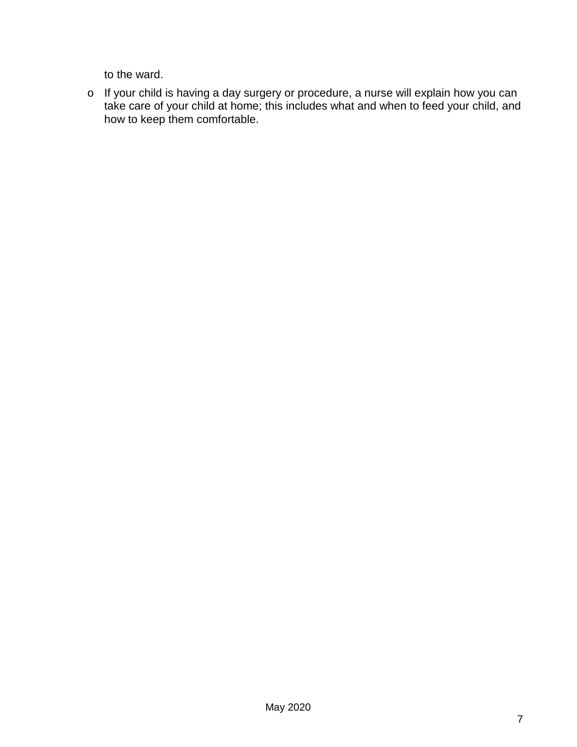to the ward.

- If your child is having a day surgery or procedure, a nurse will explain how you can take care of your child at home; this includes what and when to feed your child, and how to keep them comfortable.